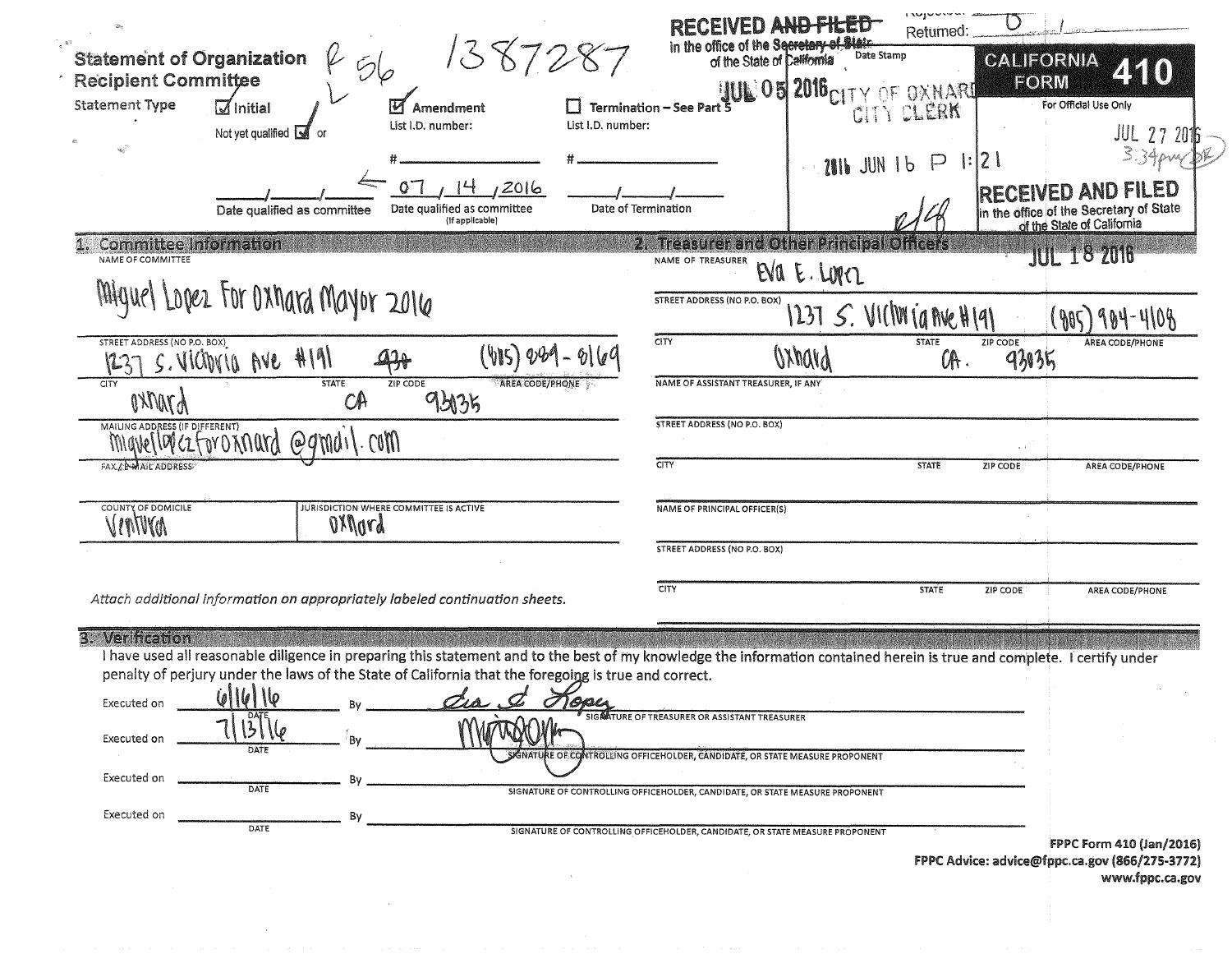# Statement of Organization Recipient Committee

R 56 1387287

**RECEIVED AND FILED** (struck) in the office of the Secretary of State of the State of California — Date Stamp

JUL 05 2016 CITY OF OXNARD CITY CLERK

2016 JUN 16 P 1:21

Returned: 0

**CALIFORNIA FORM 410**

For Official Use Only

JUL 27 2016 3:34pm

**RECEIVED AND FILED** in the office of the Secretary of State of the State of California

JUL 18 2016

**Statement Type**

☑ Initial — Not yet qualified ☑ or ____/____/____ Date qualified as committee

☑ Amendment — List I.D. number: # ______ — 07 / 14 / 2016 Date qualified as committee (If applicable)

☐ Termination – See Part 5 — List I.D. number: # ______ — ____/____/____ Date of Termination

## 1. Committee Information

NAME OF COMMITTEE: Miguel Lopez For Oxnard Mayor 2016

STREET ADDRESS (NO P.O. BOX): 1237 S. Victoria Ave #191 ~~#38~~ — AREA CODE/PHONE: (805) 889-8169

CITY: Oxnard — STATE: CA — ZIP CODE: 93035

MAILING ADDRESS (IF DIFFERENT)

FAX / E-MAIL ADDRESS: miguellopezforoxnard@gmail.com

COUNTY OF DOMICILE: Ventura — JURISDICTION WHERE COMMITTEE IS ACTIVE: Oxnard

*Attach additional information on appropriately labeled continuation sheets.*

## 2. Treasurer and Other Principal Officers

NAME OF TREASURER: Eva E. Lopez

STREET ADDRESS (NO P.O. BOX): 1237 S. Victoria Ave #191 — AREA CODE/PHONE: (805) 984-4108

CITY: Oxnard — STATE: CA. — ZIP CODE: 93035

NAME OF ASSISTANT TREASURER, IF ANY

STREET ADDRESS (NO P.O. BOX)

CITY — STATE — ZIP CODE — AREA CODE/PHONE

NAME OF PRINCIPAL OFFICER(S)

STREET ADDRESS (NO P.O. BOX)

CITY — STATE — ZIP CODE — AREA CODE/PHONE

## 3. Verification

I have used all reasonable diligence in preparing this statement and to the best of my knowledge the information contained herein is true and complete. I certify under penalty of perjury under the laws of the State of California that the foregoing is true and correct.

Executed on 6/16/16 By *Eva E. Lopez* — SIGNATURE OF TREASURER OR ASSISTANT TREASURER

Executed on 7/13/16 By *[signature]* — SIGNATURE OF CONTROLLING OFFICEHOLDER, CANDIDATE, OR STATE MEASURE PROPONENT

Executed on ______ By ______ — SIGNATURE OF CONTROLLING OFFICEHOLDER, CANDIDATE, OR STATE MEASURE PROPONENT

Executed on ______ By ______ — SIGNATURE OF CONTROLLING OFFICEHOLDER, CANDIDATE, OR STATE MEASURE PROPONENT

**FPPC Form 410 (Jan/2016)**
**FPPC Advice: advice@fppc.ca.gov (866/275-3772)**
**www.fppc.ca.gov**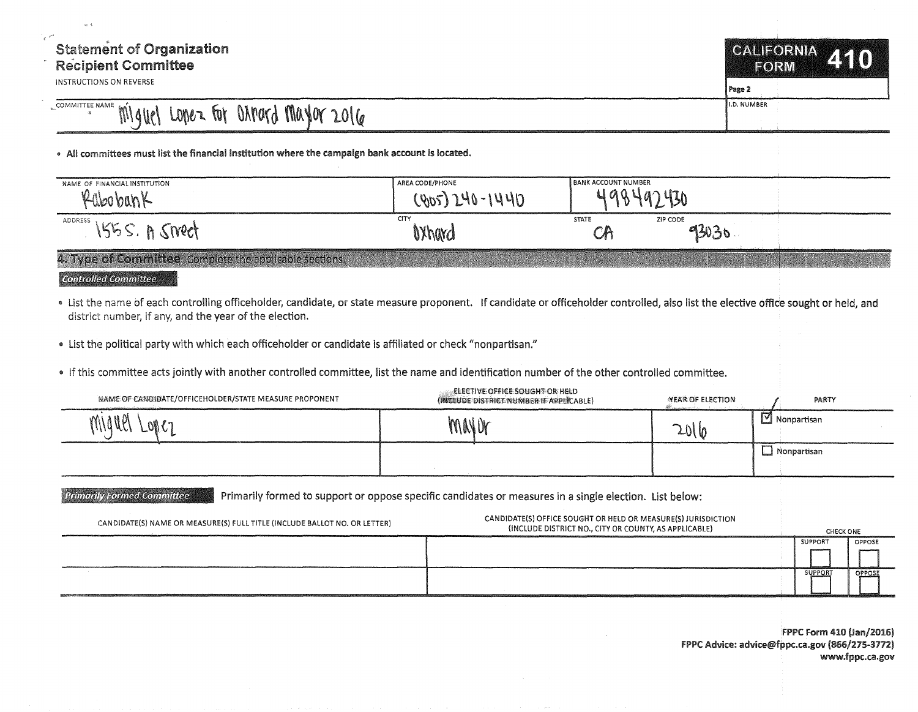# Statement of Organization Recipient Committee

INSTRUCTIONS ON REVERSE

**CALIFORNIA FORM 410**

Page 2

| COMMITTEE NAME | I.D. NUMBER |
|---|---|
| Miguel Lopez for Oxnard Mayor 2016 | |

- **All committees must list the financial institution where the campaign bank account is located.**

| NAME OF FINANCIAL INSTITUTION | AREA CODE/PHONE | BANK ACCOUNT NUMBER | |
|---|---|---|---|
| Rabobank | (805) 240-1440 | 498492430 | |
| **ADDRESS** | **CITY** | **STATE** | **ZIP CODE** |
| 155 S. A Street | Oxnard | CA | 93030 |

## 4. Type of Committee Complete the applicable sections.

### *Controlled Committee*

- List the name of each controlling officeholder, candidate, or state measure proponent. If candidate or officeholder controlled, also list the elective office sought or held, and district number, if any, and the year of the election.
- List the political party with which each officeholder or candidate is affiliated or check "nonpartisan."
- If this committee acts jointly with another controlled committee, list the name and identification number of the other controlled committee.

| NAME OF CANDIDATE/OFFICEHOLDER/STATE MEASURE PROPONENT | ELECTIVE OFFICE SOUGHT OR HELD (INCLUDE DISTRICT NUMBER IF APPLICABLE) | YEAR OF ELECTION | PARTY |
|---|---|---|---|
| Miguel Lopez | Mayor | 2016 | ☑ Nonpartisan |
| | | | ☐ Nonpartisan |

### *Primarily Formed Committee*

Primarily formed to support or oppose specific candidates or measures in a single election. List below:

| CANDIDATE(S) NAME OR MEASURE(S) FULL TITLE (INCLUDE BALLOT NO. OR LETTER) | CANDIDATE(S) OFFICE SOUGHT OR HELD OR MEASURE(S) JURISDICTION (INCLUDE DISTRICT NO., CITY OR COUNTY, AS APPLICABLE) | CHECK ONE | |
|---|---|---|---|
| | | SUPPORT | OPPOSE |
| | | ☐ | ☐ |
| | | ☐ | ☐ |

**FPPC Form 410 (Jan/2016)**
**FPPC Advice: advice@fppc.ca.gov (866/275-3772)**
**www.fppc.ca.gov**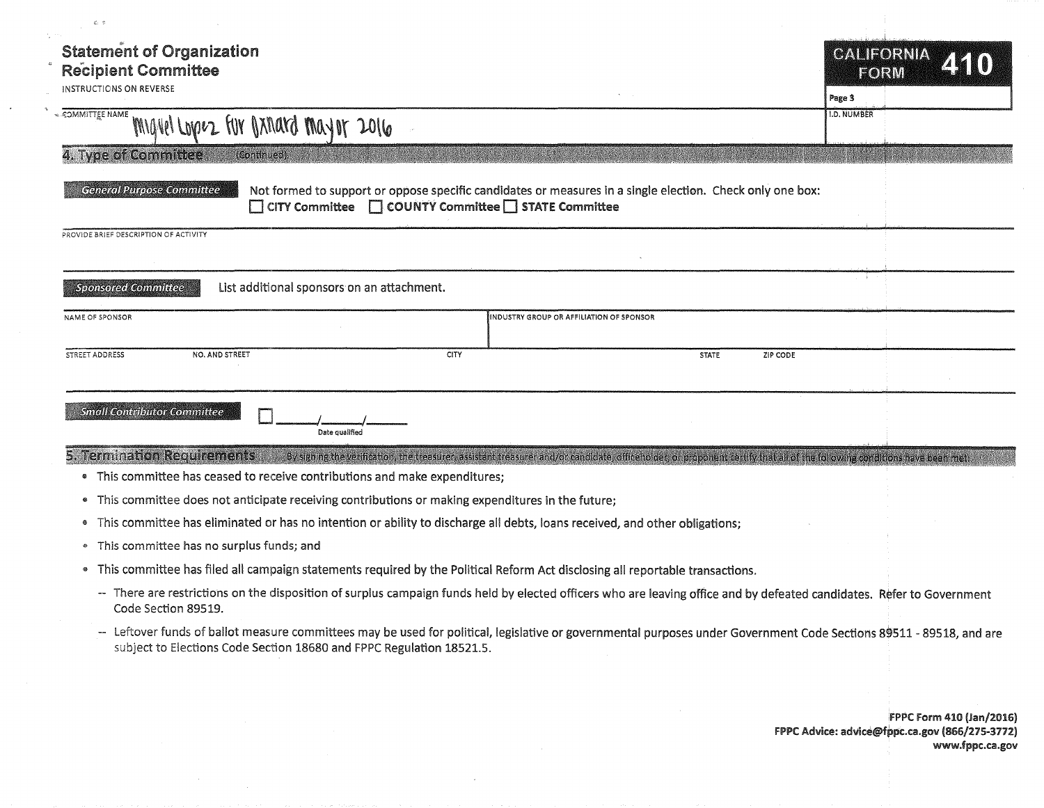# Statement of Organization
## Recipient Committee

INSTRUCTIONS ON REVERSE

**CALIFORNIA FORM 410**

Page 3

COMMITTEE NAME: Miguel Lopez for Oxnard Mayor 2016

I.D. NUMBER

## 4. Type of Committee (Continued)

*General Purpose Committee*

Not formed to support or oppose specific candidates or measures in a single election. Check only one box:

☐ **CITY Committee** ☐ **COUNTY Committee** ☐ **STATE Committee**

PROVIDE BRIEF DESCRIPTION OF ACTIVITY

*Sponsored Committee*

List additional sponsors on an attachment.

| NAME OF SPONSOR | INDUSTRY GROUP OR AFFILIATION OF SPONSOR |
|---|---|
| | |

| STREET ADDRESS NO. AND STREET | CITY | STATE | ZIP CODE |
|---|---|---|---|
| | | | |

*Small Contributor Committee*

☐ ____/____/____
Date qualified

## 5. Termination Requirements

By signing the verification, the treasurer, assistant treasurer and/or candidate, officeholder, or proponent certify that all of the following conditions have been met.

- This committee has ceased to receive contributions and make expenditures;
- This committee does not anticipate receiving contributions or making expenditures in the future;
- This committee has eliminated or has no intention or ability to discharge all debts, loans received, and other obligations;
- This committee has no surplus funds; and
- This committee has filed all campaign statements required by the Political Reform Act disclosing all reportable transactions.
  - -- There are restrictions on the disposition of surplus campaign funds held by elected officers who are leaving office and by defeated candidates. Refer to Government Code Section 89519.
  - -- Leftover funds of ballot measure committees may be used for political, legislative or governmental purposes under Government Code Sections 89511 - 89518, and are subject to Elections Code Section 18680 and FPPC Regulation 18521.5.

**FPPC Form 410 (Jan/2016)**
**FPPC Advice: advice@fppc.ca.gov (866/275-3772)**
**www.fppc.ca.gov**